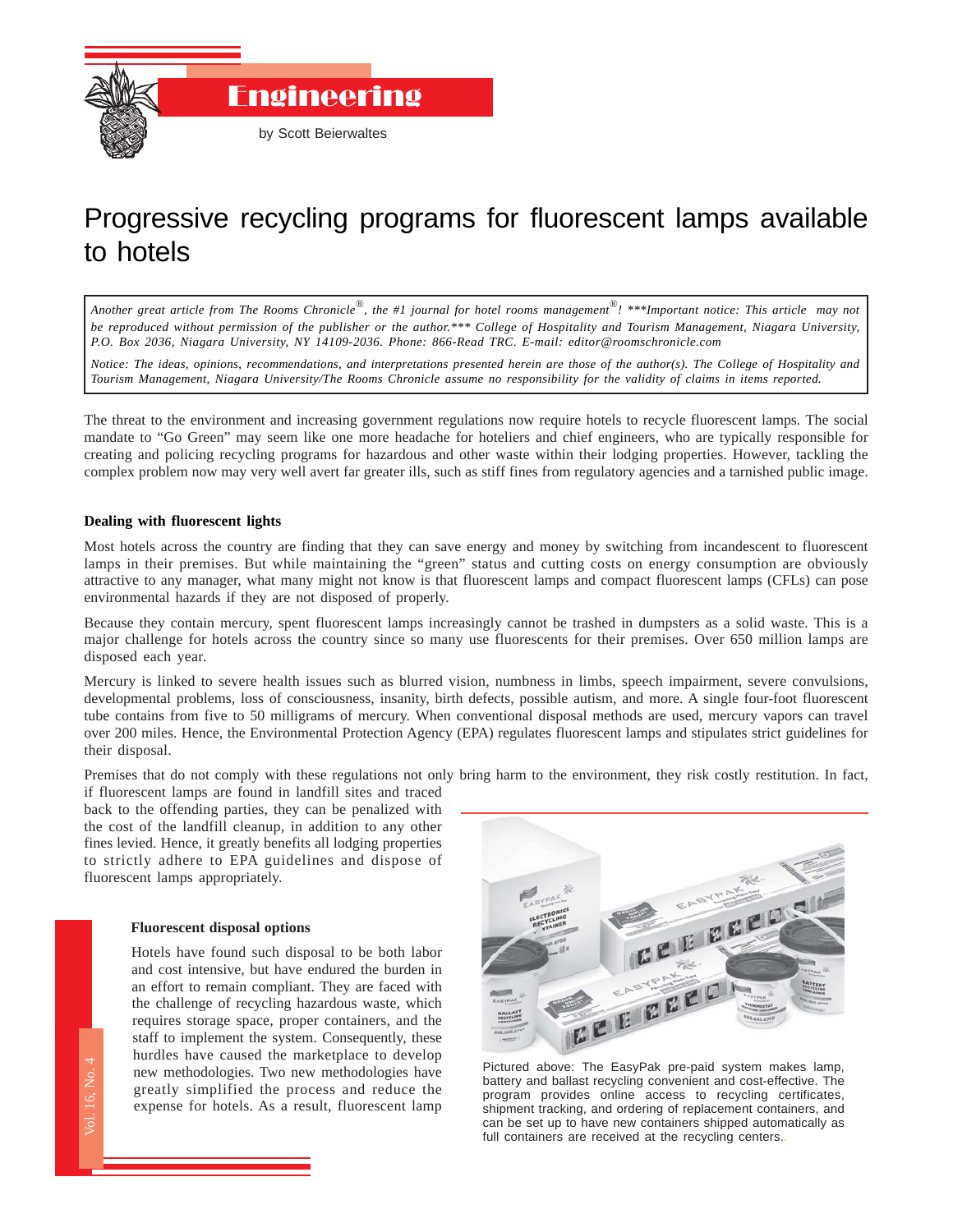# Engineering

by Scott Beierwaltes

## Progressive recycling programs for fluorescent lamps available to hotels

*Another great article from The Rooms Chronicle®, the #1 journal for hotel rooms management®! ***Important notice: This article may not be reproduced without permission of the publisher or the author.*** College of Hospitality and Tourism Management, Niagara University, P.O. Box 2036, Niagara University, NY 14109-2036. Phone: 866-Read TRC. E-mail: editor@roomschronicle.com*

*Notice: The ideas, opinions, recommendations, and interpretations presented herein are those of the author(s). The College of Hospitality and Tourism Management, Niagara University/The Rooms Chronicle assume no responsibility for the validity of claims in items reported.*

The threat to the environment and increasing government regulations now require hotels to recycle fluorescent lamps. The social mandate to "Go Green" may seem like one more headache for hoteliers and chief engineers, who are typically responsible for creating and policing recycling programs for hazardous and other waste within their lodging properties. However, tackling the complex problem now may very well avert far greater ills, such as stiff fines from regulatory agencies and a tarnished public image.

### Dealing with fluorescent lights

Most hotels across the country are finding that they can save energy and money by switching from incandescent to fluorescent lamps in their premises. But while maintaining the "green" status and cutting costs on energy consumption are obviously attractive to any manager, what many might not know is that fluorescent lamps and compact fluorescent lamps (CFLs) can pose environmental hazards if they are not disposed of properly.

Because they contain mercury, spent fluorescent lamps increasingly cannot be trashed in dumpsters as a solid waste. This is a major challenge for hotels across the country since so many use fluorescents for their premises. Over 650 million lamps are disposed each year.

Mercury is linked to severe health issues such as blurred vision, numbness in limbs, speech impairment, severe convulsions, developmental problems, loss of consciousness, insanity, birth defects, possible autism, and more. A single four-foot fluorescent tube contains from five to 50 milligrams of mercury. When conventional disposal methods are used, mercury vapors can travel over 200 miles. Hence, the Environmental Protection Agency (EPA) regulates fluorescent lamps and stipulates strict guidelines for their disposal.

Premises that do not comply with these regulations not only bring harm to the environment, they risk costly restitution. In fact, if fluorescent lamps are found in landfill sites and traced back to the offending parties, they can be penalized with the cost of the landfill cleanup, in addition to any other fines levied. Hence, it greatly benefits all lodging properties to strictly adhere to EPA guidelines and dispose of fluorescent lamps appropriately.

### Fluorescent disposal options

Hotels have found such disposal to be both labor and cost intensive, but have endured the burden in an effort to remain compliant. They are faced with the challenge of recycling hazardous waste, which requires storage space, proper containers, and the staff to implement the system. Consequently, these hurdles have caused the marketplace to develop new methodologies. Two new methodologies have greatly simplified the process and reduce the expense for hotels. As a result, fluorescent lamp

Pictured above: The EasyPak pre-paid system makes lamp, battery and ballast recycling convenient and cost-effective. The program provides online access to recycling certificates, shipment tracking, and ordering of replacement containers, and can be set up to have new containers shipped automatically as full containers are received at the recycling centers.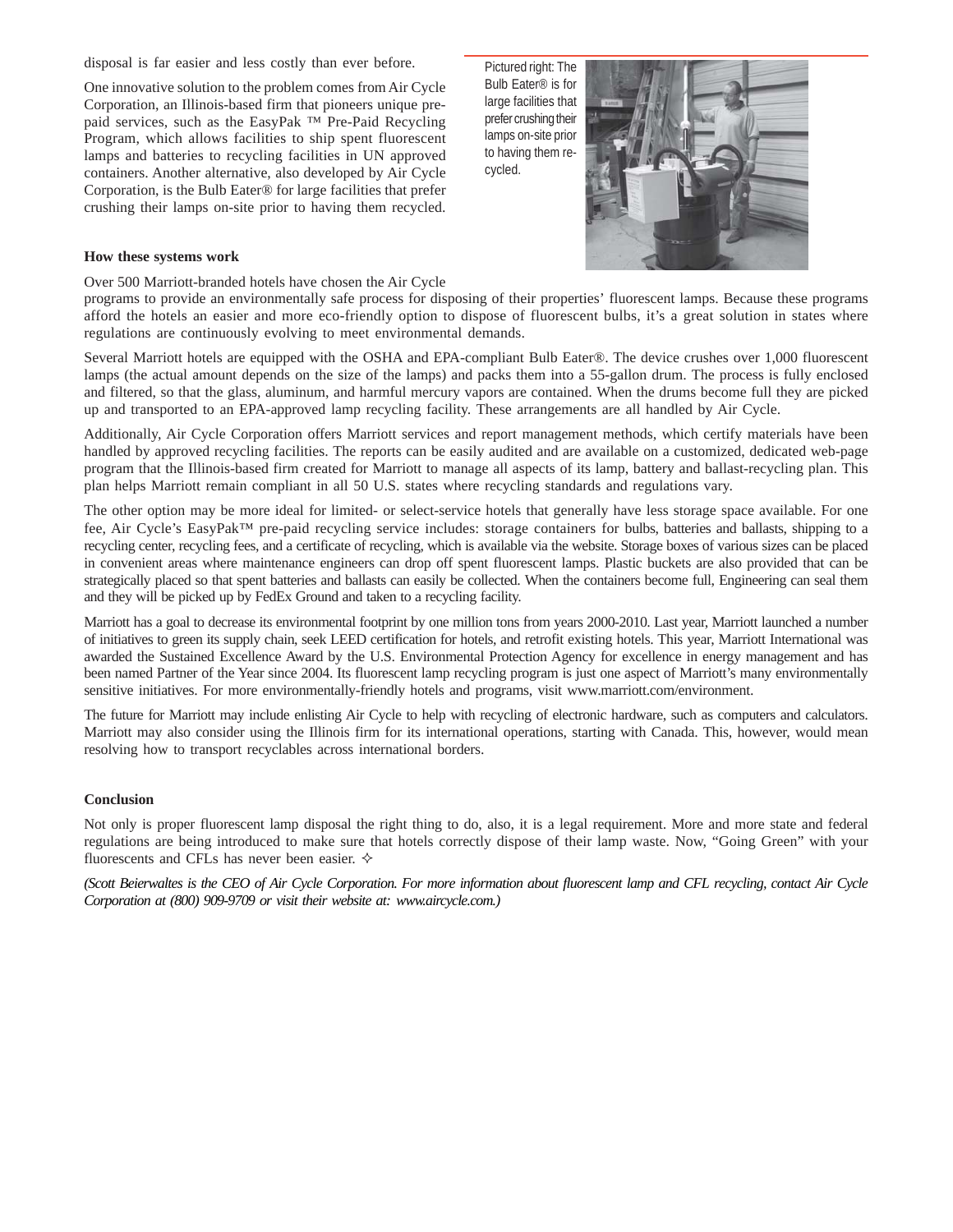disposal is far easier and less costly than ever before.

One innovative solution to the problem comes from Air Cycle Corporation, an Illinois-based firm that pioneers unique pre-paid services, such as the EasyPak ™ Pre-Paid Recycling Program, which allows facilities to ship spent fluorescent lamps and batteries to recycling facilities in UN approved containers. Another alternative, also developed by Air Cycle Corporation, is the Bulb Eater® for large facilities that prefer crushing their lamps on-site prior to having them recycled.

Pictured right: The Bulb Eater® is for large facilities that prefer crushing their lamps on-site prior to having them recycled.

**How these systems work**

Over 500 Marriott-branded hotels have chosen the Air Cycle programs to provide an environmentally safe process for disposing of their properties' fluorescent lamps. Because these programs afford the hotels an easier and more eco-friendly option to dispose of fluorescent bulbs, it's a great solution in states where regulations are continuously evolving to meet environmental demands.

Several Marriott hotels are equipped with the OSHA and EPA-compliant Bulb Eater®. The device crushes over 1,000 fluorescent lamps (the actual amount depends on the size of the lamps) and packs them into a 55-gallon drum. The process is fully enclosed and filtered, so that the glass, aluminum, and harmful mercury vapors are contained. When the drums become full they are picked up and transported to an EPA-approved lamp recycling facility. These arrangements are all handled by Air Cycle.

Additionally, Air Cycle Corporation offers Marriott services and report management methods, which certify materials have been handled by approved recycling facilities. The reports can be easily audited and are available on a customized, dedicated web-page program that the Illinois-based firm created for Marriott to manage all aspects of its lamp, battery and ballast-recycling plan. This plan helps Marriott remain compliant in all 50 U.S. states where recycling standards and regulations vary.

The other option may be more ideal for limited- or select-service hotels that generally have less storage space available. For one fee, Air Cycle's EasyPak™ pre-paid recycling service includes: storage containers for bulbs, batteries and ballasts, shipping to a recycling center, recycling fees, and a certificate of recycling, which is available via the website. Storage boxes of various sizes can be placed in convenient areas where maintenance engineers can drop off spent fluorescent lamps. Plastic buckets are also provided that can be strategically placed so that spent batteries and ballasts can easily be collected. When the containers become full, Engineering can seal them and they will be picked up by FedEx Ground and taken to a recycling facility.

Marriott has a goal to decrease its environmental footprint by one million tons from years 2000-2010. Last year, Marriott launched a number of initiatives to green its supply chain, seek LEED certification for hotels, and retrofit existing hotels. This year, Marriott International was awarded the Sustained Excellence Award by the U.S. Environmental Protection Agency for excellence in energy management and has been named Partner of the Year since 2004. Its fluorescent lamp recycling program is just one aspect of Marriott's many environmentally sensitive initiatives. For more environmentally-friendly hotels and programs, visit www.marriott.com/environment.

The future for Marriott may include enlisting Air Cycle to help with recycling of electronic hardware, such as computers and calculators. Marriott may also consider using the Illinois firm for its international operations, starting with Canada. This, however, would mean resolving how to transport recyclables across international borders.

**Conclusion**

Not only is proper fluorescent lamp disposal the right thing to do, also, it is a legal requirement. More and more state and federal regulations are being introduced to make sure that hotels correctly dispose of their lamp waste. Now, "Going Green" with your fluorescents and CFLs has never been easier. ✧

*(Scott Beierwaltes is the CEO of Air Cycle Corporation. For more information about fluorescent lamp and CFL recycling, contact Air Cycle Corporation at (800) 909-9709 or visit their website at: www.aircycle.com.)*